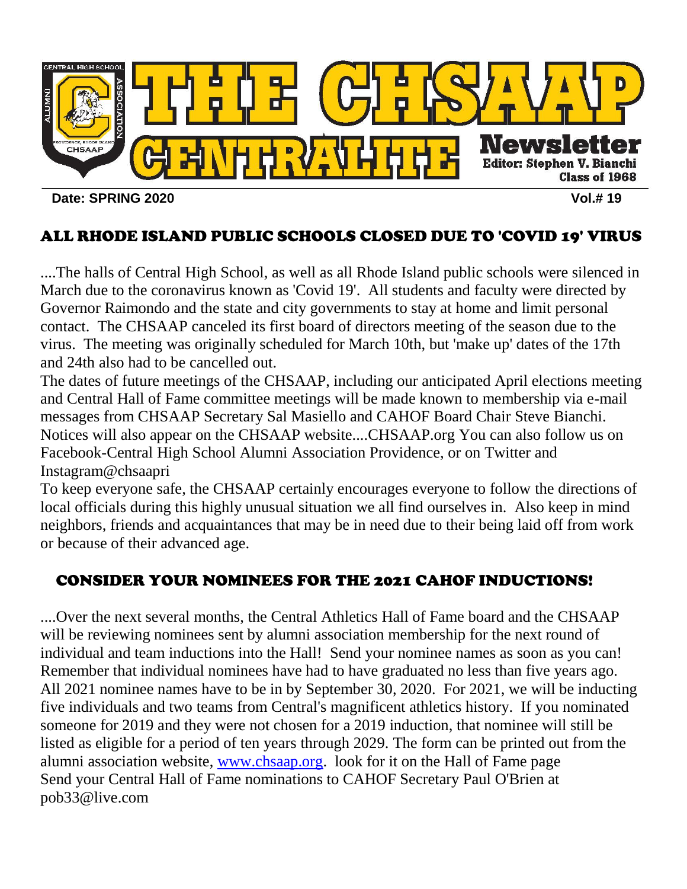# THE CHSAAP CENTRALITE Newsletter

**Editor: Stephen V. Bianchi**
**Class of 1968**

**Date: SPRING 2020** **Vol.# 19**

## ALL RHODE ISLAND PUBLIC SCHOOLS CLOSED DUE TO 'COVID 19' VIRUS

....The halls of Central High School, as well as all Rhode Island public schools were silenced in March due to the coronavirus known as 'Covid 19'. All students and faculty were directed by Governor Raimondo and the state and city governments to stay at home and limit personal contact. The CHSAAP canceled its first board of directors meeting of the season due to the virus. The meeting was originally scheduled for March 10th, but 'make up' dates of the 17th and 24th also had to be cancelled out.

The dates of future meetings of the CHSAAP, including our anticipated April elections meeting and Central Hall of Fame committee meetings will be made known to membership via e-mail messages from CHSAAP Secretary Sal Masiello and CAHOF Board Chair Steve Bianchi. Notices will also appear on the CHSAAP website....CHSAAP.org You can also follow us on Facebook-Central High School Alumni Association Providence, or on Twitter and Instagram@chsaapri

To keep everyone safe, the CHSAAP certainly encourages everyone to follow the directions of local officials during this highly unusual situation we all find ourselves in. Also keep in mind neighbors, friends and acquaintances that may be in need due to their being laid off from work or because of their advanced age.

## CONSIDER YOUR NOMINEES FOR THE 2021 CAHOF INDUCTIONS!

....Over the next several months, the Central Athletics Hall of Fame board and the CHSAAP will be reviewing nominees sent by alumni association membership for the next round of individual and team inductions into the Hall! Send your nominee names as soon as you can! Remember that individual nominees have had to have graduated no less than five years ago. All 2021 nominee names have to be in by September 30, 2020. For 2021, we will be inducting five individuals and two teams from Central's magnificent athletics history. If you nominated someone for 2019 and they were not chosen for a 2019 induction, that nominee will still be listed as eligible for a period of ten years through 2029. The form can be printed out from the alumni association website, www.chsaap.org. look for it on the Hall of Fame page Send your Central Hall of Fame nominations to CAHOF Secretary Paul O'Brien at pob33@live.com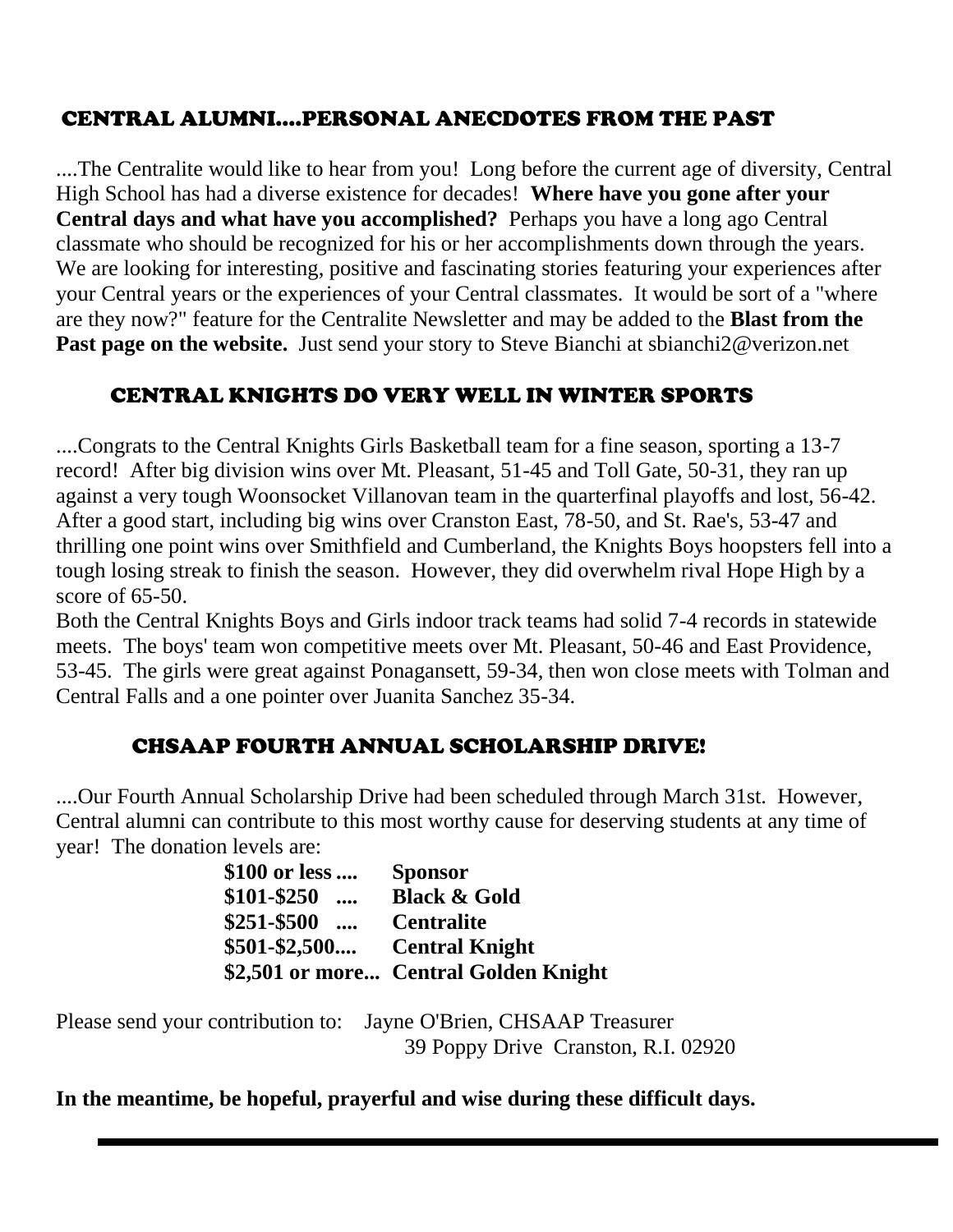## CENTRAL ALUMNI....PERSONAL ANECDOTES FROM THE PAST

....The Centralite would like to hear from you! Long before the current age of diversity, Central High School has had a diverse existence for decades! **Where have you gone after your Central days and what have you accomplished?** Perhaps you have a long ago Central classmate who should be recognized for his or her accomplishments down through the years. We are looking for interesting, positive and fascinating stories featuring your experiences after your Central years or the experiences of your Central classmates. It would be sort of a "where are they now?" feature for the Centralite Newsletter and may be added to the **Blast from the Past page on the website.** Just send your story to Steve Bianchi at sbianchi2@verizon.net

## CENTRAL KNIGHTS DO VERY WELL IN WINTER SPORTS

....Congrats to the Central Knights Girls Basketball team for a fine season, sporting a 13-7 record! After big division wins over Mt. Pleasant, 51-45 and Toll Gate, 50-31, they ran up against a very tough Woonsocket Villanovan team in the quarterfinal playoffs and lost, 56-42. After a good start, including big wins over Cranston East, 78-50, and St. Rae's, 53-47 and thrilling one point wins over Smithfield and Cumberland, the Knights Boys hoopsters fell into a tough losing streak to finish the season. However, they did overwhelm rival Hope High by a score of 65-50.

Both the Central Knights Boys and Girls indoor track teams had solid 7-4 records in statewide meets. The boys' team won competitive meets over Mt. Pleasant, 50-46 and East Providence, 53-45. The girls were great against Ponagansett, 59-34, then won close meets with Tolman and Central Falls and a one pointer over Juanita Sanchez 35-34.

## CHSAAP FOURTH ANNUAL SCHOLARSHIP DRIVE!

....Our Fourth Annual Scholarship Drive had been scheduled through March 31st. However, Central alumni can contribute to this most worthy cause for deserving students at any time of year! The donation levels are:

| | |
|---|---|
| **$100 or less ....** | **Sponsor** |
| **$101-$250 ....** | **Black & Gold** |
| **$251-$500 ....** | **Centralite** |
| **$501-$2,500....** | **Central Knight** |
| **$2,501 or more...** | **Central Golden Knight** |

Please send your contribution to: Jayne O'Brien, CHSAAP Treasurer
39 Poppy Drive Cranston, R.I. 02920

**In the meantime, be hopeful, prayerful and wise during these difficult days.**